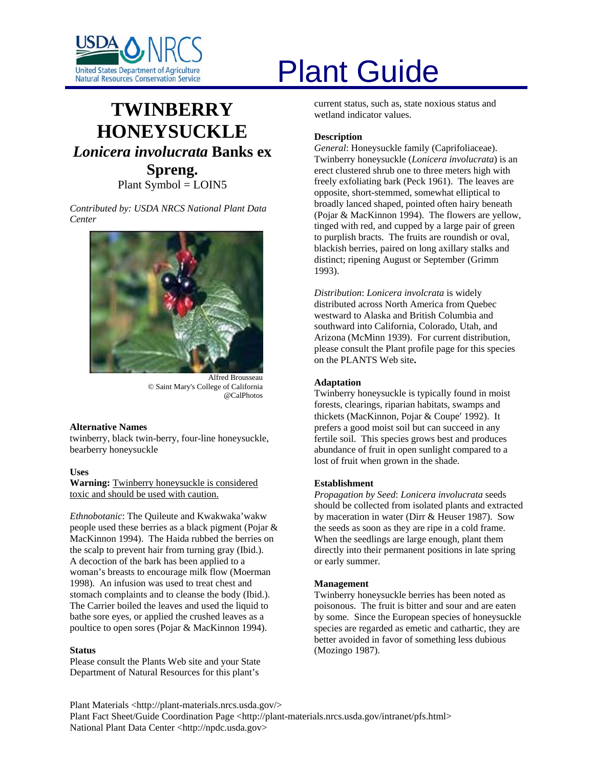# Plant Guide

# TWINBERRY HONEYSUCKLE

## *Lonicera involucrata* Banks ex Spreng.

Plant Symbol = LOIN5

*Contributed by: USDA NRCS National Plant Data Center*

Alfred Brousseau
© Saint Mary's College of California
@CalPhotos

### Alternative Names

twinberry, black twin-berry, four-line honeysuckle, bearberry honeysuckle

### Uses

**Warning:** Twinberry honeysuckle is considered toxic and should be used with caution.

*Ethnobotanic*: The Quileute and Kwakwaka'wakw people used these berries as a black pigment (Pojar & MacKinnon 1994). The Haida rubbed the berries on the scalp to prevent hair from turning gray (Ibid.). A decoction of the bark has been applied to a woman's breasts to encourage milk flow (Moerman 1998). An infusion was used to treat chest and stomach complaints and to cleanse the body (Ibid.). The Carrier boiled the leaves and used the liquid to bathe sore eyes, or applied the crushed leaves as a poultice to open sores (Pojar & MacKinnon 1994).

### Status

Please consult the Plants Web site and your State Department of Natural Resources for this plant's current status, such as, state noxious status and wetland indicator values.

### Description

*General*: Honeysuckle family (Caprifoliaceae). Twinberry honeysuckle (*Lonicera involucrata*) is an erect clustered shrub one to three meters high with freely exfoliating bark (Peck 1961). The leaves are opposite, short-stemmed, somewhat elliptical to broadly lanced shaped, pointed often hairy beneath (Pojar & MacKinnon 1994). The flowers are yellow, tinged with red, and cupped by a large pair of green to purplish bracts. The fruits are roundish or oval, blackish berries, paired on long axillary stalks and distinct; ripening August or September (Grimm 1993).

*Distribution*: *Lonicera involcrata* is widely distributed across North America from Quebec westward to Alaska and British Columbia and southward into California, Colorado, Utah, and Arizona (McMinn 1939). For current distribution, please consult the Plant profile page for this species on the PLANTS Web site**.**

### Adaptation

Twinberry honeysuckle is typically found in moist forests, clearings, riparian habitats, swamps and thickets (MacKinnon, Pojar & Coupe′ 1992). It prefers a good moist soil but can succeed in any fertile soil. This species grows best and produces abundance of fruit in open sunlight compared to a lost of fruit when grown in the shade.

### Establishment

*Propagation by Seed*: *Lonicera involucrata* seeds should be collected from isolated plants and extracted by maceration in water (Dirr & Heuser 1987). Sow the seeds as soon as they are ripe in a cold frame. When the seedlings are large enough, plant them directly into their permanent positions in late spring or early summer.

### Management

Twinberry honeysuckle berries has been noted as poisonous. The fruit is bitter and sour and are eaten by some. Since the European species of honeysuckle species are regarded as emetic and cathartic, they are better avoided in favor of something less dubious (Mozingo 1987).

Plant Materials <http://plant-materials.nrcs.usda.gov/>
Plant Fact Sheet/Guide Coordination Page <http://plant-materials.nrcs.usda.gov/intranet/pfs.html>
National Plant Data Center <http://npdc.usda.gov>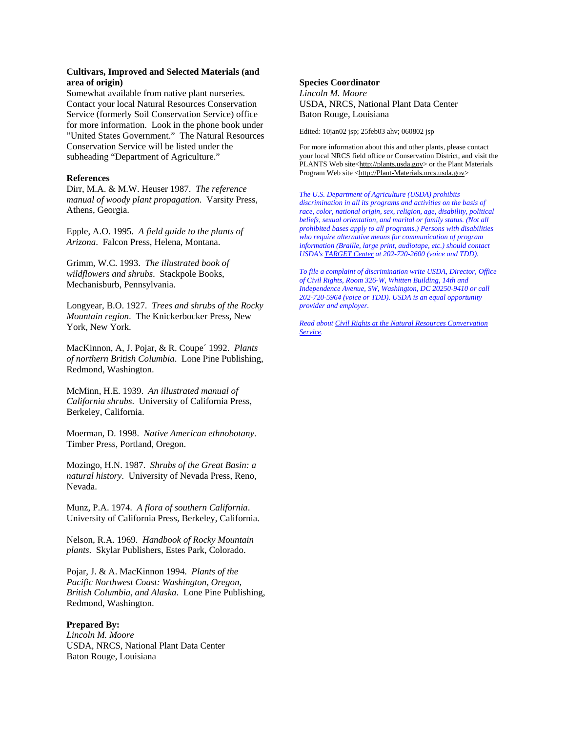### Cultivars, Improved and Selected Materials (and area of origin)

Somewhat available from native plant nurseries. Contact your local Natural Resources Conservation Service (formerly Soil Conservation Service) office for more information. Look in the phone book under "United States Government." The Natural Resources Conservation Service will be listed under the subheading "Department of Agriculture."

### References

Dirr, M.A. & M.W. Heuser 1987. *The reference manual of woody plant propagation*. Varsity Press, Athens, Georgia.

Epple, A.O. 1995. *A field guide to the plants of Arizona*. Falcon Press, Helena, Montana.

Grimm, W.C. 1993. *The illustrated book of wildflowers and shrubs*. Stackpole Books, Mechanisburb, Pennsylvania.

Longyear, B.O. 1927. *Trees and shrubs of the Rocky Mountain region*. The Knickerbocker Press, New York, New York.

MacKinnon, A, J. Pojar, & R. Coupe´ 1992. *Plants of northern British Columbia*. Lone Pine Publishing, Redmond, Washington.

McMinn, H.E. 1939. *An illustrated manual of California shrubs*. University of California Press, Berkeley, California.

Moerman, D. 1998. *Native American ethnobotany*. Timber Press, Portland, Oregon.

Mozingo, H.N. 1987. *Shrubs of the Great Basin: a natural history*. University of Nevada Press, Reno, Nevada.

Munz, P.A. 1974. *A flora of southern California*. University of California Press, Berkeley, California.

Nelson, R.A. 1969. *Handbook of Rocky Mountain plants*. Skylar Publishers, Estes Park, Colorado.

Pojar, J. & A. MacKinnon 1994. *Plants of the Pacific Northwest Coast: Washington, Oregon, British Columbia, and Alaska*. Lone Pine Publishing, Redmond, Washington.

### Prepared By:

*Lincoln M. Moore*
USDA, NRCS, National Plant Data Center
Baton Rouge, Louisiana

### Species Coordinator

*Lincoln M. Moore*
USDA, NRCS, National Plant Data Center
Baton Rouge, Louisiana

Edited: 10jan02 jsp; 25feb03 ahv; 060802 jsp

For more information about this and other plants, please contact your local NRCS field office or Conservation District, and visit the PLANTS Web site<http://plants.usda.gov> or the Plant Materials Program Web site <http://Plant-Materials.nrcs.usda.gov>

*The U.S. Department of Agriculture (USDA) prohibits discrimination in all its programs and activities on the basis of race, color, national origin, sex, religion, age, disability, political beliefs, sexual orientation, and marital or family status. (Not all prohibited bases apply to all programs.) Persons with disabilities who require alternative means for communication of program information (Braille, large print, audiotape, etc.) should contact USDA's TARGET Center at 202-720-2600 (voice and TDD).*

*To file a complaint of discrimination write USDA, Director, Office of Civil Rights, Room 326-W, Whitten Building, 14th and Independence Avenue, SW, Washington, DC 20250-9410 or call 202-720-5964 (voice or TDD). USDA is an equal opportunity provider and employer.*

*Read about Civil Rights at the Natural Resources Convervation Service.*